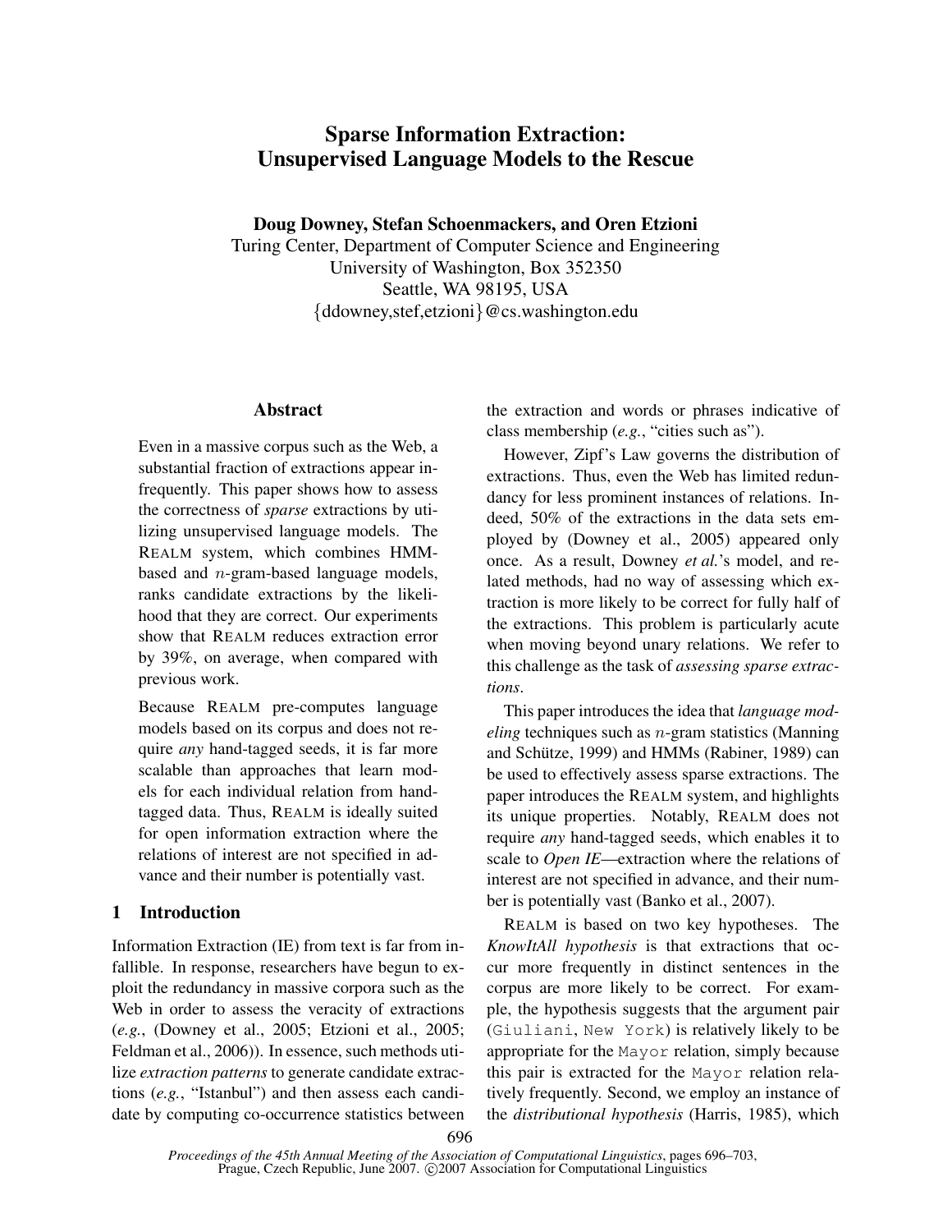# Sparse Information Extraction: Unsupervised Language Models to the Rescue

**Doug Downey, Stefan Schoenmackers, and Oren Etzioni**

Turing Center, Department of Computer Science and Engineering
University of Washington, Box 352350
Seattle, WA 98195, USA
{ddowney,stef,etzioni}@cs.washington.edu

## Abstract

Even in a massive corpus such as the Web, a substantial fraction of extractions appear infrequently. This paper shows how to assess the correctness of *sparse* extractions by utilizing unsupervised language models. The REALM system, which combines HMM-based and $n$-gram-based language models, ranks candidate extractions by the likelihood that they are correct. Our experiments show that REALM reduces extraction error by 39%, on average, when compared with previous work.

Because REALM pre-computes language models based on its corpus and does not require *any* hand-tagged seeds, it is far more scalable than approaches that learn models for each individual relation from hand-tagged data. Thus, REALM is ideally suited for open information extraction where the relations of interest are not specified in advance and their number is potentially vast.

## 1 Introduction

Information Extraction (IE) from text is far from infallible. In response, researchers have begun to exploit the redundancy in massive corpora such as the Web in order to assess the veracity of extractions (*e.g.*, (Downey et al., 2005; Etzioni et al., 2005; Feldman et al., 2006)). In essence, such methods utilize *extraction patterns* to generate candidate extractions (*e.g.*, "Istanbul") and then assess each candidate by computing co-occurrence statistics between the extraction and words or phrases indicative of class membership (*e.g.*, "cities such as").

However, Zipf's Law governs the distribution of extractions. Thus, even the Web has limited redundancy for less prominent instances of relations. Indeed, 50% of the extractions in the data sets employed by (Downey et al., 2005) appeared only once. As a result, Downey *et al.*'s model, and related methods, had no way of assessing which extraction is more likely to be correct for fully half of the extractions. This problem is particularly acute when moving beyond unary relations. We refer to this challenge as the task of *assessing sparse extractions*.

This paper introduces the idea that *language modeling* techniques such as $n$-gram statistics (Manning and Schütze, 1999) and HMMs (Rabiner, 1989) can be used to effectively assess sparse extractions. The paper introduces the REALM system, and highlights its unique properties. Notably, REALM does not require *any* hand-tagged seeds, which enables it to scale to *Open IE*—extraction where the relations of interest are not specified in advance, and their number is potentially vast (Banko et al., 2007).

REALM is based on two key hypotheses. The *KnowItAll hypothesis* is that extractions that occur more frequently in distinct sentences in the corpus are more likely to be correct. For example, the hypothesis suggests that the argument pair (`Giuliani`, `New York`) is relatively likely to be appropriate for the `Mayor` relation, simply because this pair is extracted for the `Mayor` relation relatively frequently. Second, we employ an instance of the *distributional hypothesis* (Harris, 1985), which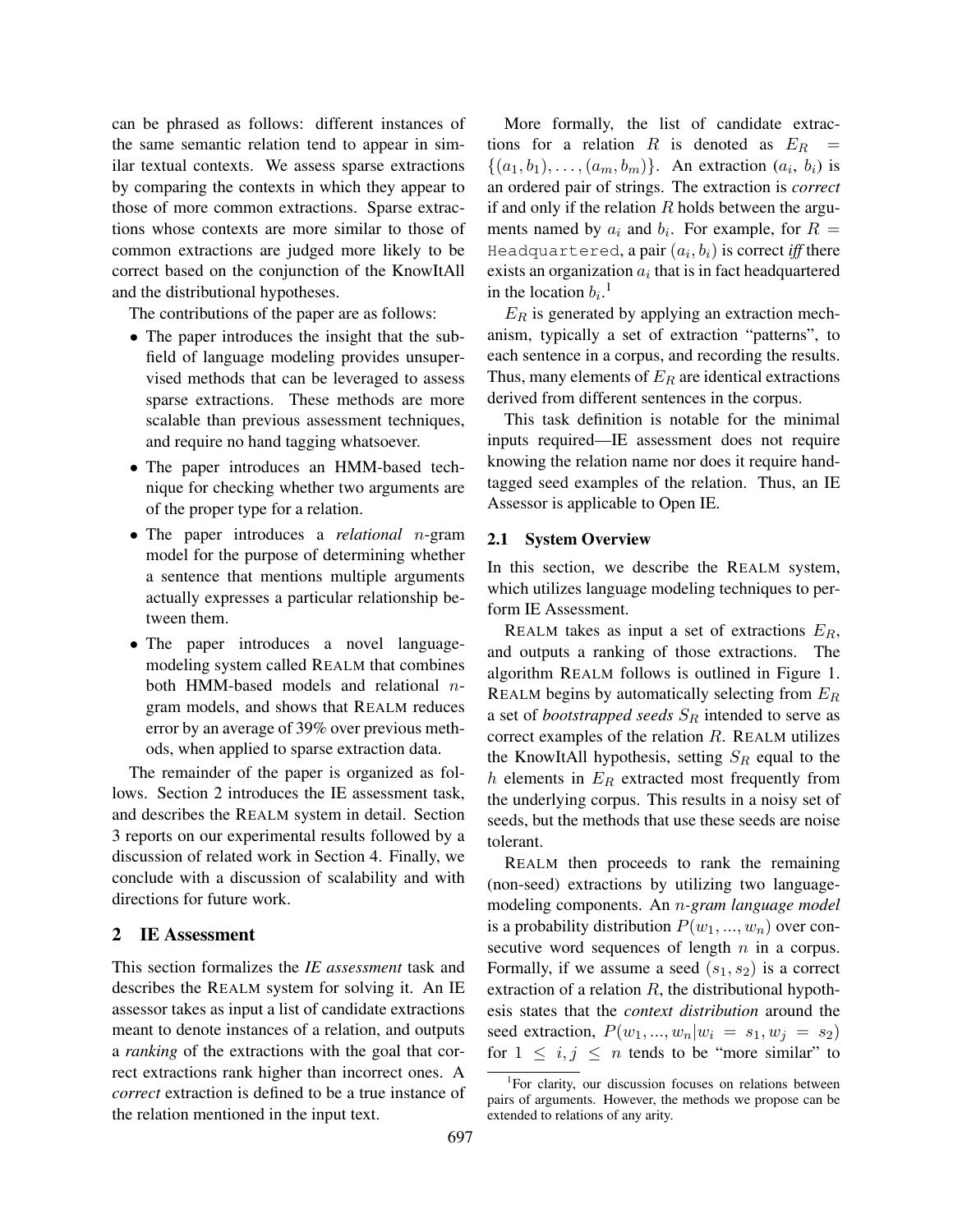can be phrased as follows: different instances of the same semantic relation tend to appear in similar textual contexts. We assess sparse extractions by comparing the contexts in which they appear to those of more common extractions. Sparse extractions whose contexts are more similar to those of common extractions are judged more likely to be correct based on the conjunction of the KnowItAll and the distributional hypotheses.

The contributions of the paper are as follows:

- The paper introduces the insight that the subfield of language modeling provides unsupervised methods that can be leveraged to assess sparse extractions. These methods are more scalable than previous assessment techniques, and require no hand tagging whatsoever.
- The paper introduces an HMM-based technique for checking whether two arguments are of the proper type for a relation.
- The paper introduces a *relational* $n$-gram model for the purpose of determining whether a sentence that mentions multiple arguments actually expresses a particular relationship between them.
- The paper introduces a novel language-modeling system called REALM that combines both HMM-based models and relational $n$-gram models, and shows that REALM reduces error by an average of 39% over previous methods, when applied to sparse extraction data.

The remainder of the paper is organized as follows. Section 2 introduces the IE assessment task, and describes the REALM system in detail. Section 3 reports on our experimental results followed by a discussion of related work in Section 4. Finally, we conclude with a discussion of scalability and with directions for future work.

## 2 IE Assessment

This section formalizes the *IE assessment* task and describes the REALM system for solving it. An IE assessor takes as input a list of candidate extractions meant to denote instances of a relation, and outputs a *ranking* of the extractions with the goal that correct extractions rank higher than incorrect ones. A *correct* extraction is defined to be a true instance of the relation mentioned in the input text.

More formally, the list of candidate extractions for a relation $R$ is denoted as $E_R = \{(a_1, b_1), \ldots, (a_m, b_m)\}$. An extraction $(a_i, b_i)$ is an ordered pair of strings. The extraction is *correct* if and only if the relation $R$ holds between the arguments named by $a_i$ and $b_i$. For example, for $R =$ `Headquartered`, a pair $(a_i, b_i)$ is correct *iff* there exists an organization $a_i$ that is in fact headquartered in the location $b_i$.[1]

$E_R$ is generated by applying an extraction mechanism, typically a set of extraction "patterns", to each sentence in a corpus, and recording the results. Thus, many elements of $E_R$ are identical extractions derived from different sentences in the corpus.

This task definition is notable for the minimal inputs required—IE assessment does not require knowing the relation name nor does it require hand-tagged seed examples of the relation. Thus, an IE Assessor is applicable to Open IE.

### 2.1 System Overview

In this section, we describe the REALM system, which utilizes language modeling techniques to perform IE Assessment.

REALM takes as input a set of extractions $E_R$, and outputs a ranking of those extractions. The algorithm REALM follows is outlined in Figure 1. REALM begins by automatically selecting from $E_R$ a set of *bootstrapped seeds* $S_R$ intended to serve as correct examples of the relation $R$. REALM utilizes the KnowItAll hypothesis, setting $S_R$ equal to the $h$ elements in $E_R$ extracted most frequently from the underlying corpus. This results in a noisy set of seeds, but the methods that use these seeds are noise tolerant.

REALM then proceeds to rank the remaining (non-seed) extractions by utilizing two language-modeling components. An *$n$-gram language model* is a probability distribution $P(w_1, ..., w_n)$ over consecutive word sequences of length $n$ in a corpus. Formally, if we assume a seed $(s_1, s_2)$ is a correct extraction of a relation $R$, the distributional hypothesis states that the *context distribution* around the seed extraction, $P(w_1, ..., w_n | w_i = s_1, w_j = s_2)$ for $1 \leq i, j \leq n$ tends to be "more similar" to

[1]For clarity, our discussion focuses on relations between pairs of arguments. However, the methods we propose can be extended to relations of any arity.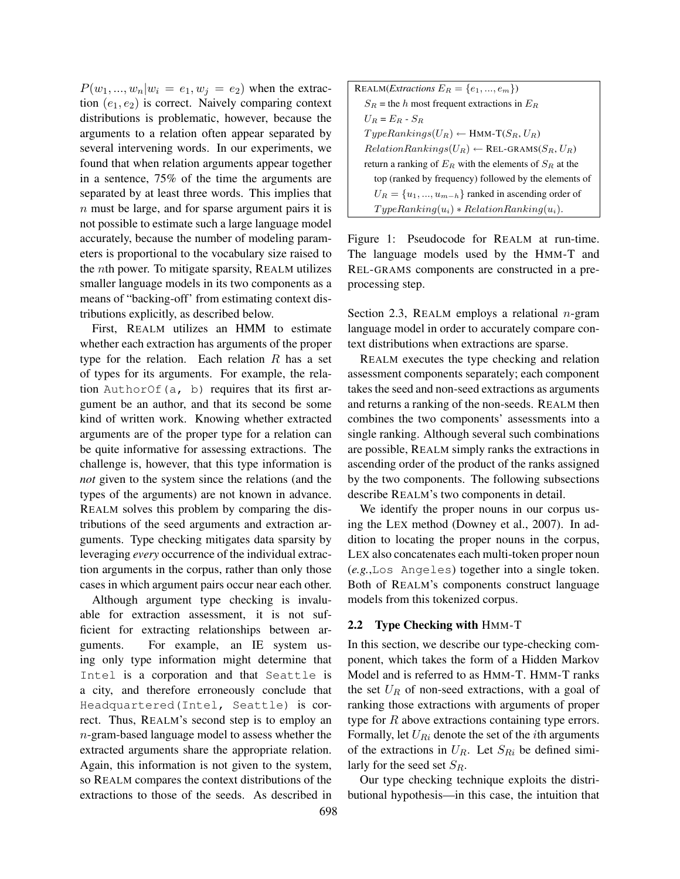$P(w_1, ..., w_n | w_i = e_1, w_j = e_2)$ when the extraction $(e_1, e_2)$ is correct. Naively comparing context distributions is problematic, however, because the arguments to a relation often appear separated by several intervening words. In our experiments, we found that when relation arguments appear together in a sentence, 75% of the time the arguments are separated by at least three words. This implies that $n$ must be large, and for sparse argument pairs it is not possible to estimate such a large language model accurately, because the number of modeling parameters is proportional to the vocabulary size raised to the $n$th power. To mitigate sparsity, REALM utilizes smaller language models in its two components as a means of "backing-off" from estimating context distributions explicitly, as described below.

First, REALM utilizes an HMM to estimate whether each extraction has arguments of the proper type for the relation. Each relation $R$ has a set of types for its arguments. For example, the relation `AuthorOf(a, b)` requires that its first argument be an author, and that its second be some kind of written work. Knowing whether extracted arguments are of the proper type for a relation can be quite informative for assessing extractions. The challenge is, however, that this type information is *not* given to the system since the relations (and the types of the arguments) are not known in advance. REALM solves this problem by comparing the distributions of the seed arguments and extraction arguments. Type checking mitigates data sparsity by leveraging *every* occurrence of the individual extraction arguments in the corpus, rather than only those cases in which argument pairs occur near each other.

Although argument type checking is invaluable for extraction assessment, it is not sufficient for extracting relationships between arguments. For example, an IE system using only type information might determine that `Intel` is a corporation and that `Seattle` is a city, and therefore erroneously conclude that `Headquartered(Intel, Seattle)` is correct. Thus, REALM's second step is to employ an $n$-gram-based language model to assess whether the extracted arguments share the appropriate relation. Again, this information is not given to the system, so REALM compares the context distributions of the extractions to those of the seeds. As described in Section 2.3, REALM employs a relational $n$-gram language model in order to accurately compare context distributions when extractions are sparse.

```
REALM(Extractions E_R = {e_1, ..., e_m})
  S_R = the h most frequent extractions in E_R
  U_R = E_R - S_R
  TypeRankings(U_R) ← HMM-T(S_R, U_R)
  RelationRankings(U_R) ← REL-GRAMS(S_R, U_R)
  return a ranking of E_R with the elements of S_R at the
    top (ranked by frequency) followed by the elements of
    U_R = {u_1, ..., u_{m-h}} ranked in ascending order of
    TypeRanking(u_i) * RelationRanking(u_i).
```

Figure 1: Pseudocode for REALM at run-time. The language models used by the HMM-T and REL-GRAMS components are constructed in a preprocessing step.

REALM executes the type checking and relation assessment components separately; each component takes the seed and non-seed extractions as arguments and returns a ranking of the non-seeds. REALM then combines the two components' assessments into a single ranking. Although several such combinations are possible, REALM simply ranks the extractions in ascending order of the product of the ranks assigned by the two components. The following subsections describe REALM's two components in detail.

We identify the proper nouns in our corpus using the LEX method (Downey et al., 2007). In addition to locating the proper nouns in the corpus, LEX also concatenates each multi-token proper noun (*e.g.*,`Los Angeles`) together into a single token. Both of REALM's components construct language models from this tokenized corpus.

## 2.2 Type Checking with HMM-T

In this section, we describe our type-checking component, which takes the form of a Hidden Markov Model and is referred to as HMM-T. HMM-T ranks the set $U_R$ of non-seed extractions, with a goal of ranking those extractions with arguments of proper type for $R$ above extractions containing type errors. Formally, let $U_{Ri}$ denote the set of the $i$th arguments of the extractions in $U_R$. Let $S_{Ri}$ be defined similarly for the seed set $S_R$.

Our type checking technique exploits the distributional hypothesis—in this case, the intuition that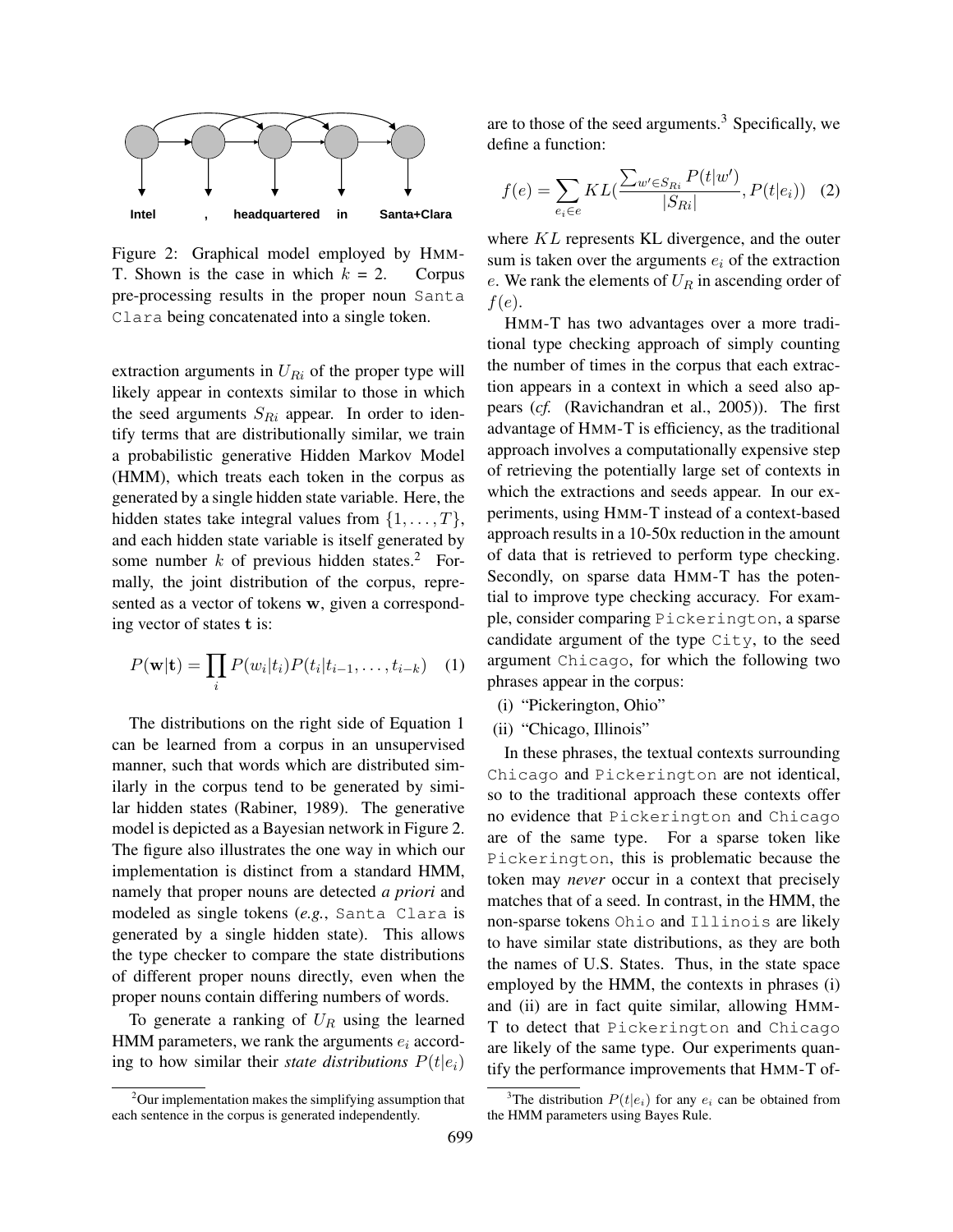Figure 2: Graphical model employed by HMM-T. Shown is the case in which $k$ = 2. Corpus pre-processing results in the proper noun `Santa Clara` being concatenated into a single token.

extraction arguments in $U_{Ri}$ of the proper type will likely appear in contexts similar to those in which the seed arguments $S_{Ri}$ appear. In order to identify terms that are distributionally similar, we train a probabilistic generative Hidden Markov Model (HMM), which treats each token in the corpus as generated by a single hidden state variable. Here, the hidden states take integral values from $\{1, \ldots, T\}$, and each hidden state variable is itself generated by some number $k$ of previous hidden states.[2] Formally, the joint distribution of the corpus, represented as a vector of tokens $\mathbf{w}$, given a corresponding vector of states $\mathbf{t}$ is:

$$P(\mathbf{w}|\mathbf{t}) = \prod_i P(w_i|t_i)P(t_i|t_{i-1}, \ldots, t_{i-k}) \quad (1)$$

The distributions on the right side of Equation 1 can be learned from a corpus in an unsupervised manner, such that words which are distributed similarly in the corpus tend to be generated by similar hidden states (Rabiner, 1989). The generative model is depicted as a Bayesian network in Figure 2. The figure also illustrates the one way in which our implementation is distinct from a standard HMM, namely that proper nouns are detected *a priori* and modeled as single tokens (*e.g.*, `Santa Clara` is generated by a single hidden state). This allows the type checker to compare the state distributions of different proper nouns directly, even when the proper nouns contain differing numbers of words.

To generate a ranking of $U_R$ using the learned HMM parameters, we rank the arguments $e_i$ according to how similar their *state distributions* $P(t|e_i)$ are to those of the seed arguments.[3] Specifically, we define a function:

$$f(e) = \sum_{e_i \in e} KL\left(\frac{\sum_{w' \in S_{Ri}} P(t|w')}{|S_{Ri}|}, P(t|e_i)\right) \quad (2)$$

where $KL$ represents KL divergence, and the outer sum is taken over the arguments $e_i$ of the extraction $e$. We rank the elements of $U_R$ in ascending order of $f(e)$.

HMM-T has two advantages over a more traditional type checking approach of simply counting the number of times in the corpus that each extraction appears in a context in which a seed also appears (*cf.* (Ravichandran et al., 2005)). The first advantage of HMM-T is efficiency, as the traditional approach involves a computationally expensive step of retrieving the potentially large set of contexts in which the extractions and seeds appear. In our experiments, using HMM-T instead of a context-based approach results in a 10-50x reduction in the amount of data that is retrieved to perform type checking. Secondly, on sparse data HMM-T has the potential to improve type checking accuracy. For example, consider comparing `Pickerington`, a sparse candidate argument of the type `City`, to the seed argument `Chicago`, for which the following two phrases appear in the corpus:

(i) "Pickerington, Ohio"

(ii) "Chicago, Illinois"

In these phrases, the textual contexts surrounding `Chicago` and `Pickerington` are not identical, so to the traditional approach these contexts offer no evidence that `Pickerington` and `Chicago` are of the same type. For a sparse token like `Pickerington`, this is problematic because the token may *never* occur in a context that precisely matches that of a seed. In contrast, in the HMM, the non-sparse tokens `Ohio` and `Illinois` are likely to have similar state distributions, as they are both the names of U.S. States. Thus, in the state space employed by the HMM, the contexts in phrases (i) and (ii) are in fact quite similar, allowing HMM-T to detect that `Pickerington` and `Chicago` are likely of the same type. Our experiments quantify the performance improvements that HMM-T of-

[2] Our implementation makes the simplifying assumption that each sentence in the corpus is generated independently.

[3] The distribution $P(t|e_i)$ for any $e_i$ can be obtained from the HMM parameters using Bayes Rule.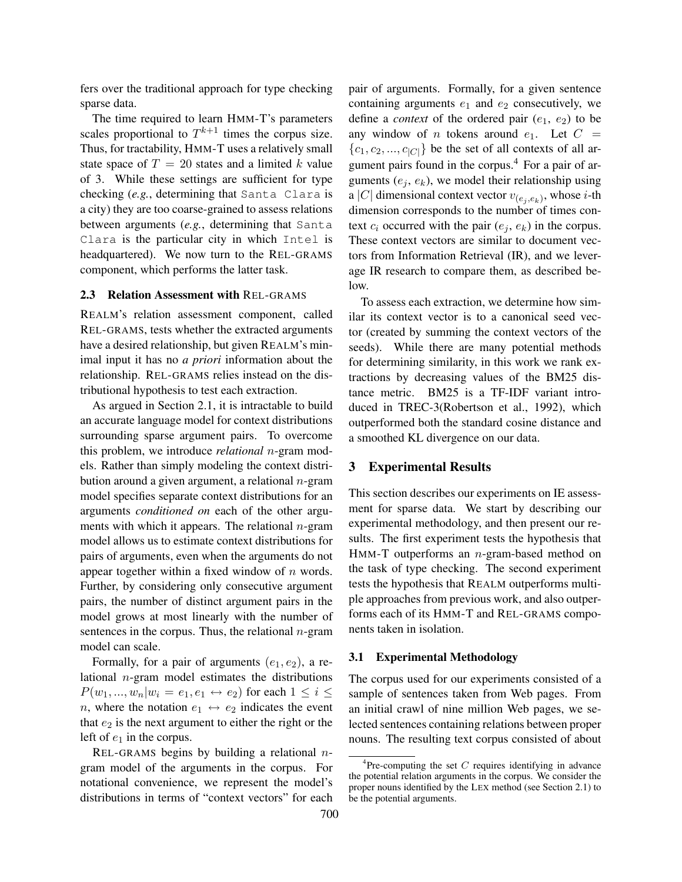fers over the traditional approach for type checking sparse data.

The time required to learn HMM-T's parameters scales proportional to $T^{k+1}$ times the corpus size. Thus, for tractability, HMM-T uses a relatively small state space of $T = 20$ states and a limited $k$ value of 3. While these settings are sufficient for type checking (*e.g.*, determining that `Santa Clara` is a city) they are too coarse-grained to assess relations between arguments (*e.g.*, determining that `Santa Clara` is the particular city in which `Intel` is headquartered). We now turn to the REL-GRAMS component, which performs the latter task.

### 2.3 Relation Assessment with REL-GRAMS

REALM's relation assessment component, called REL-GRAMS, tests whether the extracted arguments have a desired relationship, but given REALM's minimal input it has no *a priori* information about the relationship. REL-GRAMS relies instead on the distributional hypothesis to test each extraction.

As argued in Section 2.1, it is intractable to build an accurate language model for context distributions surrounding sparse argument pairs. To overcome this problem, we introduce *relational* $n$-gram models. Rather than simply modeling the context distribution around a given argument, a relational $n$-gram model specifies separate context distributions for an arguments *conditioned on* each of the other arguments with which it appears. The relational $n$-gram model allows us to estimate context distributions for pairs of arguments, even when the arguments do not appear together within a fixed window of $n$ words. Further, by considering only consecutive argument pairs, the number of distinct argument pairs in the model grows at most linearly with the number of sentences in the corpus. Thus, the relational $n$-gram model can scale.

Formally, for a pair of arguments $(e_1, e_2)$, a relational $n$-gram model estimates the distributions $P(w_1, ..., w_n | w_i = e_1, e_1 \leftrightarrow e_2)$ for each $1 \leq i \leq n$, where the notation $e_1 \leftrightarrow e_2$ indicates the event that $e_2$ is the next argument to either the right or the left of $e_1$ in the corpus.

REL-GRAMS begins by building a relational $n$-gram model of the arguments in the corpus. For notational convenience, we represent the model's distributions in terms of "context vectors" for each pair of arguments. Formally, for a given sentence containing arguments $e_1$ and $e_2$ consecutively, we define a *context* of the ordered pair ($e_1$, $e_2$) to be any window of $n$ tokens around $e_1$. Let $C = \{c_1, c_2, ..., c_{|C|}\}$ be the set of all contexts of all argument pairs found in the corpus.[4] For a pair of arguments ($e_j$, $e_k$), we model their relationship using a $|C|$ dimensional context vector $v_{(e_j, e_k)}$, whose $i$-th dimension corresponds to the number of times context $c_i$ occurred with the pair ($e_j$, $e_k$) in the corpus. These context vectors are similar to document vectors from Information Retrieval (IR), and we leverage IR research to compare them, as described below.

To assess each extraction, we determine how similar its context vector is to a canonical seed vector (created by summing the context vectors of the seeds). While there are many potential methods for determining similarity, in this work we rank extractions by decreasing values of the BM25 distance metric. BM25 is a TF-IDF variant introduced in TREC-3(Robertson et al., 1992), which outperformed both the standard cosine distance and a smoothed KL divergence on our data.

## 3 Experimental Results

This section describes our experiments on IE assessment for sparse data. We start by describing our experimental methodology, and then present our results. The first experiment tests the hypothesis that HMM-T outperforms an $n$-gram-based method on the task of type checking. The second experiment tests the hypothesis that REALM outperforms multiple approaches from previous work, and also outperforms each of its HMM-T and REL-GRAMS components taken in isolation.

### 3.1 Experimental Methodology

The corpus used for our experiments consisted of a sample of sentences taken from Web pages. From an initial crawl of nine million Web pages, we selected sentences containing relations between proper nouns. The resulting text corpus consisted of about

[4] Pre-computing the set $C$ requires identifying in advance the potential relation arguments in the corpus. We consider the proper nouns identified by the LEX method (see Section 2.1) to be the potential arguments.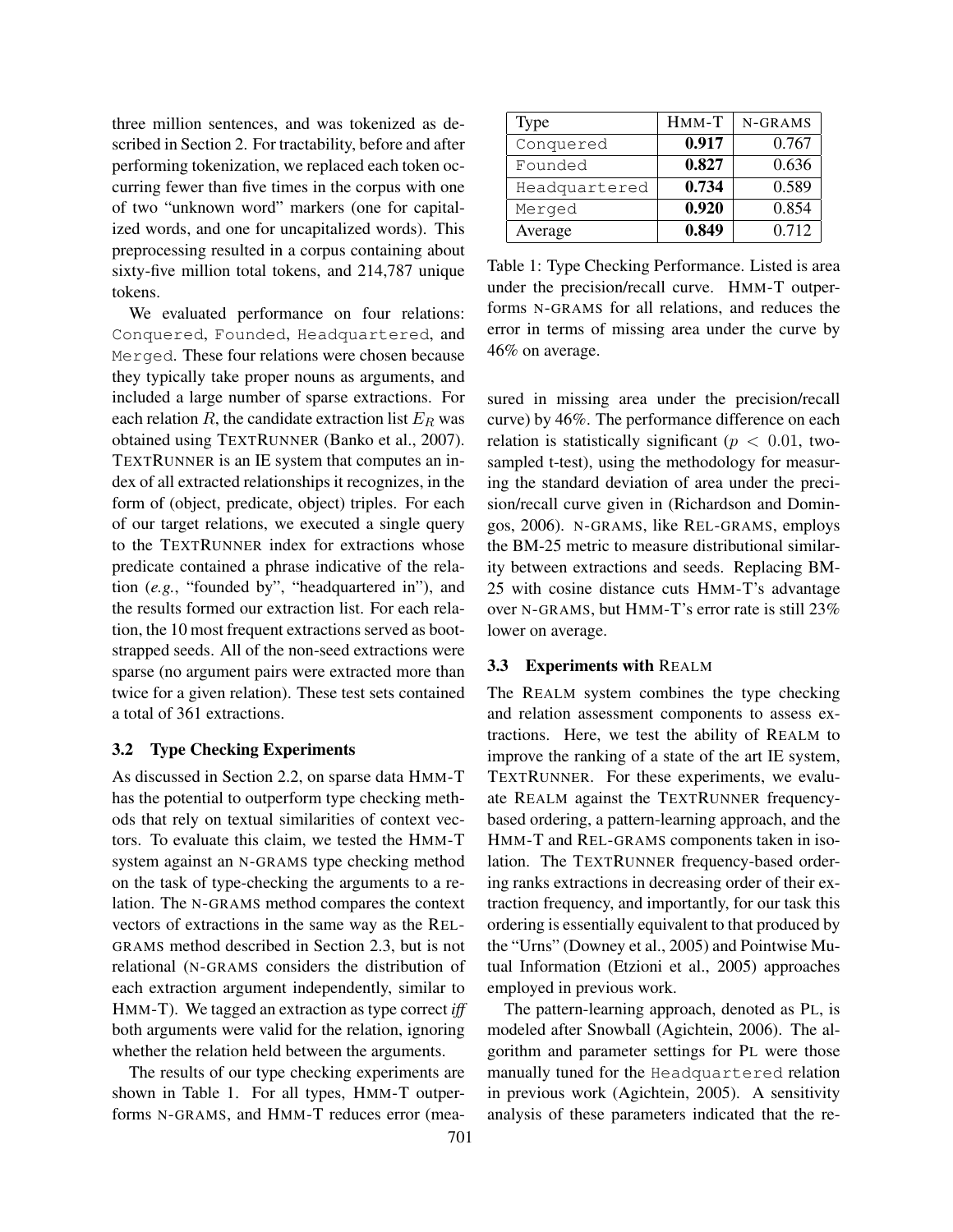three million sentences, and was tokenized as described in Section 2. For tractability, before and after performing tokenization, we replaced each token occurring fewer than five times in the corpus with one of two "unknown word" markers (one for capitalized words, and one for uncapitalized words). This preprocessing resulted in a corpus containing about sixty-five million total tokens, and 214,787 unique tokens.

We evaluated performance on four relations: `Conquered`, `Founded`, `Headquartered`, and `Merged`. These four relations were chosen because they typically take proper nouns as arguments, and included a large number of sparse extractions. For each relation $R$, the candidate extraction list $E_R$ was obtained using TEXTRUNNER (Banko et al., 2007). TEXTRUNNER is an IE system that computes an index of all extracted relationships it recognizes, in the form of (object, predicate, object) triples. For each of our target relations, we executed a single query to the TEXTRUNNER index for extractions whose predicate contained a phrase indicative of the relation (*e.g.*, "founded by", "headquartered in"), and the results formed our extraction list. For each relation, the 10 most frequent extractions served as bootstrapped seeds. All of the non-seed extractions were sparse (no argument pairs were extracted more than twice for a given relation). These test sets contained a total of 361 extractions.

### 3.2 Type Checking Experiments

As discussed in Section 2.2, on sparse data HMM-T has the potential to outperform type checking methods that rely on textual similarities of context vectors. To evaluate this claim, we tested the HMM-T system against an N-GRAMS type checking method on the task of type-checking the arguments to a relation. The N-GRAMS method compares the context vectors of extractions in the same way as the REL-GRAMS method described in Section 2.3, but is not relational (N-GRAMS considers the distribution of each extraction argument independently, similar to HMM-T). We tagged an extraction as type correct *iff* both arguments were valid for the relation, ignoring whether the relation held between the arguments.

The results of our type checking experiments are shown in Table 1. For all types, HMM-T outperforms N-GRAMS, and HMM-T reduces error (measured in missing area under the precision/recall curve) by 46%. The performance difference on each relation is statistically significant ($p < 0.01$, two-sampled t-test), using the methodology for measuring the standard deviation of area under the precision/recall curve given in (Richardson and Domingos, 2006). N-GRAMS, like REL-GRAMS, employs the BM-25 metric to measure distributional similarity between extractions and seeds. Replacing BM-25 with cosine distance cuts HMM-T's advantage over N-GRAMS, but HMM-T's error rate is still 23% lower on average.

| Type | HMM-T | N-GRAMS |
|---|---|---|
| `Conquered` | **0.917** | 0.767 |
| `Founded` | **0.827** | 0.636 |
| `Headquartered` | **0.734** | 0.589 |
| `Merged` | **0.920** | 0.854 |
| Average | **0.849** | 0.712 |

Table 1: Type Checking Performance. Listed is area under the precision/recall curve. HMM-T outperforms N-GRAMS for all relations, and reduces the error in terms of missing area under the curve by 46% on average.

### 3.3 Experiments with REALM

The REALM system combines the type checking and relation assessment components to assess extractions. Here, we test the ability of REALM to improve the ranking of a state of the art IE system, TEXTRUNNER. For these experiments, we evaluate REALM against the TEXTRUNNER frequency-based ordering, a pattern-learning approach, and the HMM-T and REL-GRAMS components taken in isolation. The TEXTRUNNER frequency-based ordering ranks extractions in decreasing order of their extraction frequency, and importantly, for our task this ordering is essentially equivalent to that produced by the "Urns" (Downey et al., 2005) and Pointwise Mutual Information (Etzioni et al., 2005) approaches employed in previous work.

The pattern-learning approach, denoted as PL, is modeled after Snowball (Agichtein, 2006). The algorithm and parameter settings for PL were those manually tuned for the `Headquartered` relation in previous work (Agichtein, 2005). A sensitivity analysis of these parameters indicated that the re-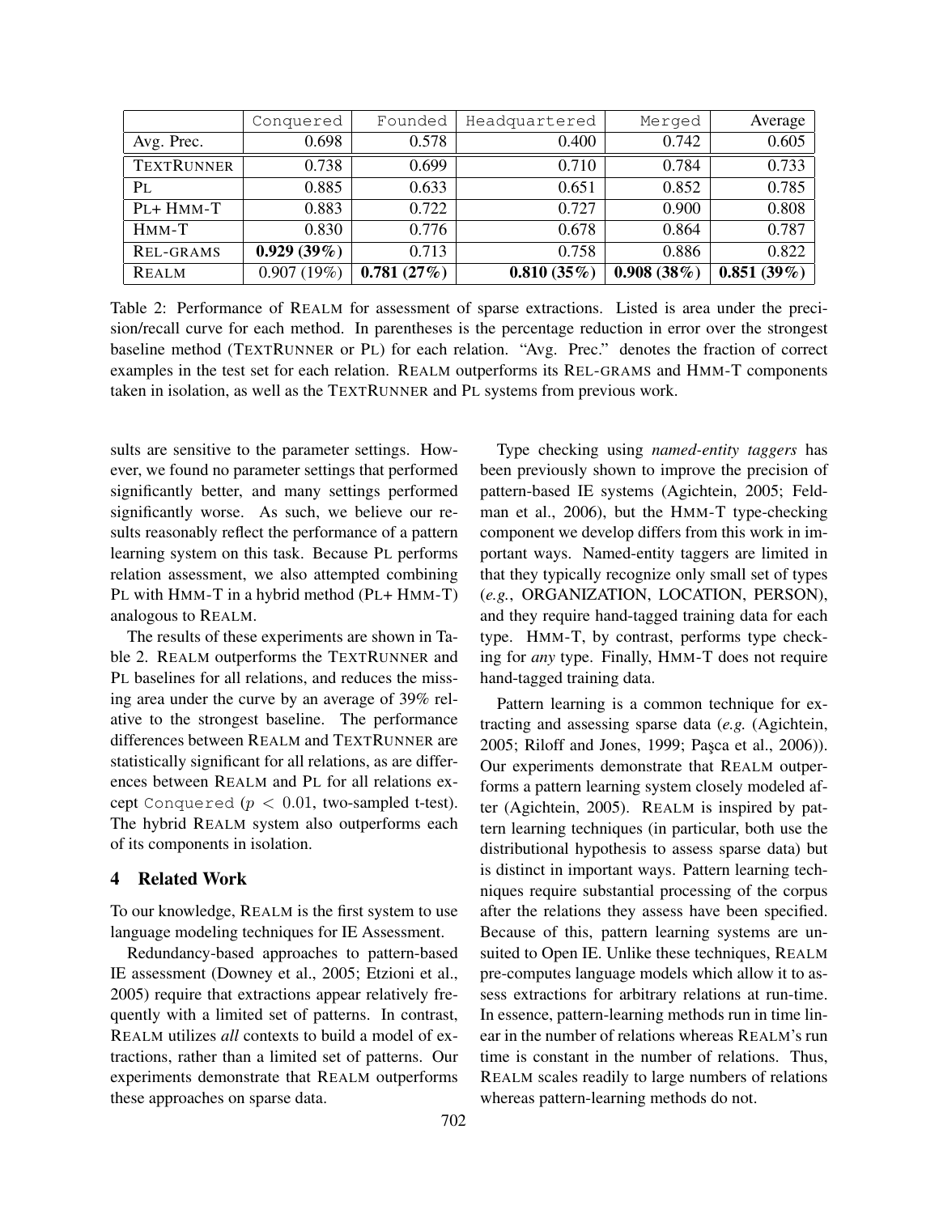|  | Conquered | Founded | Headquartered | Merged | Average |
| --- | --- | --- | --- | --- | --- |
| Avg. Prec. | 0.698 | 0.578 | 0.400 | 0.742 | 0.605 |
| TEXTRUNNER | 0.738 | 0.699 | 0.710 | 0.784 | 0.733 |
| PL | 0.885 | 0.633 | 0.651 | 0.852 | 0.785 |
| PL+ HMM-T | 0.883 | 0.722 | 0.727 | 0.900 | 0.808 |
| HMM-T | 0.830 | 0.776 | 0.678 | 0.864 | 0.787 |
| REL-GRAMS | **0.929 (39%)** | 0.713 | 0.758 | 0.886 | 0.822 |
| REALM | 0.907 (19%) | **0.781 (27%)** | **0.810 (35%)** | **0.908 (38%)** | **0.851 (39%)** |

Table 2: Performance of REALM for assessment of sparse extractions. Listed is area under the precision/recall curve for each method. In parentheses is the percentage reduction in error over the strongest baseline method (TEXTRUNNER or PL) for each relation. "Avg. Prec." denotes the fraction of correct examples in the test set for each relation. REALM outperforms its REL-GRAMS and HMM-T components taken in isolation, as well as the TEXTRUNNER and PL systems from previous work.

sults are sensitive to the parameter settings. However, we found no parameter settings that performed significantly better, and many settings performed significantly worse. As such, we believe our results reasonably reflect the performance of a pattern learning system on this task. Because PL performs relation assessment, we also attempted combining PL with HMM-T in a hybrid method (PL+ HMM-T) analogous to REALM.

The results of these experiments are shown in Table 2. REALM outperforms the TEXTRUNNER and PL baselines for all relations, and reduces the missing area under the curve by an average of 39% relative to the strongest baseline. The performance differences between REALM and TEXTRUNNER are statistically significant for all relations, as are differences between REALM and PL for all relations except Conquered ($p < 0.01$, two-sampled t-test). The hybrid REALM system also outperforms each of its components in isolation.

## 4 Related Work

To our knowledge, REALM is the first system to use language modeling techniques for IE Assessment.

Redundancy-based approaches to pattern-based IE assessment (Downey et al., 2005; Etzioni et al., 2005) require that extractions appear relatively frequently with a limited set of patterns. In contrast, REALM utilizes *all* contexts to build a model of extractions, rather than a limited set of patterns. Our experiments demonstrate that REALM outperforms these approaches on sparse data.

Type checking using *named-entity taggers* has been previously shown to improve the precision of pattern-based IE systems (Agichtein, 2005; Feldman et al., 2006), but the HMM-T type-checking component we develop differs from this work in important ways. Named-entity taggers are limited in that they typically recognize only small set of types (*e.g.*, ORGANIZATION, LOCATION, PERSON), and they require hand-tagged training data for each type. HMM-T, by contrast, performs type checking for *any* type. Finally, HMM-T does not require hand-tagged training data.

Pattern learning is a common technique for extracting and assessing sparse data (*e.g.* (Agichtein, 2005; Riloff and Jones, 1999; Paşca et al., 2006)). Our experiments demonstrate that REALM outperforms a pattern learning system closely modeled after (Agichtein, 2005). REALM is inspired by pattern learning techniques (in particular, both use the distributional hypothesis to assess sparse data) but is distinct in important ways. Pattern learning techniques require substantial processing of the corpus after the relations they assess have been specified. Because of this, pattern learning systems are unsuited to Open IE. Unlike these techniques, REALM pre-computes language models which allow it to assess extractions for arbitrary relations at run-time. In essence, pattern-learning methods run in time linear in the number of relations whereas REALM's run time is constant in the number of relations. Thus, REALM scales readily to large numbers of relations whereas pattern-learning methods do not.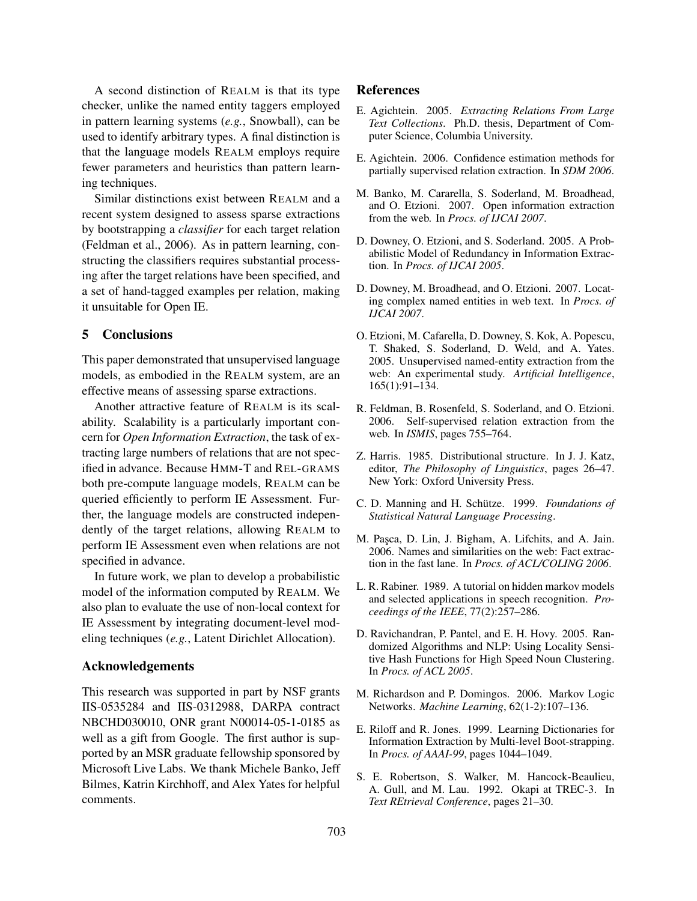A second distinction of REALM is that its type checker, unlike the named entity taggers employed in pattern learning systems (*e.g.*, Snowball), can be used to identify arbitrary types. A final distinction is that the language models REALM employs require fewer parameters and heuristics than pattern learning techniques.

Similar distinctions exist between REALM and a recent system designed to assess sparse extractions by bootstrapping a *classifier* for each target relation (Feldman et al., 2006). As in pattern learning, constructing the classifiers requires substantial processing after the target relations have been specified, and a set of hand-tagged examples per relation, making it unsuitable for Open IE.

## 5 Conclusions

This paper demonstrated that unsupervised language models, as embodied in the REALM system, are an effective means of assessing sparse extractions.

Another attractive feature of REALM is its scalability. Scalability is a particularly important concern for *Open Information Extraction*, the task of extracting large numbers of relations that are not specified in advance. Because HMM-T and REL-GRAMS both pre-compute language models, REALM can be queried efficiently to perform IE Assessment. Further, the language models are constructed independently of the target relations, allowing REALM to perform IE Assessment even when relations are not specified in advance.

In future work, we plan to develop a probabilistic model of the information computed by REALM. We also plan to evaluate the use of non-local context for IE Assessment by integrating document-level modeling techniques (*e.g.*, Latent Dirichlet Allocation).

## Acknowledgements

This research was supported in part by NSF grants IIS-0535284 and IIS-0312988, DARPA contract NBCHD030010, ONR grant N00014-05-1-0185 as well as a gift from Google. The first author is supported by an MSR graduate fellowship sponsored by Microsoft Live Labs. We thank Michele Banko, Jeff Bilmes, Katrin Kirchhoff, and Alex Yates for helpful comments.

## References

E. Agichtein. 2005. *Extracting Relations From Large Text Collections*. Ph.D. thesis, Department of Computer Science, Columbia University.

E. Agichtein. 2006. Confidence estimation methods for partially supervised relation extraction. In *SDM 2006*.

M. Banko, M. Cararella, S. Soderland, M. Broadhead, and O. Etzioni. 2007. Open information extraction from the web. In *Procs. of IJCAI 2007*.

D. Downey, O. Etzioni, and S. Soderland. 2005. A Probabilistic Model of Redundancy in Information Extraction. In *Procs. of IJCAI 2005*.

D. Downey, M. Broadhead, and O. Etzioni. 2007. Locating complex named entities in web text. In *Procs. of IJCAI 2007*.

O. Etzioni, M. Cafarella, D. Downey, S. Kok, A. Popescu, T. Shaked, S. Soderland, D. Weld, and A. Yates. 2005. Unsupervised named-entity extraction from the web: An experimental study. *Artificial Intelligence*, 165(1):91–134.

R. Feldman, B. Rosenfeld, S. Soderland, and O. Etzioni. 2006. Self-supervised relation extraction from the web. In *ISMIS*, pages 755–764.

Z. Harris. 1985. Distributional structure. In J. J. Katz, editor, *The Philosophy of Linguistics*, pages 26–47. New York: Oxford University Press.

C. D. Manning and H. Schütze. 1999. *Foundations of Statistical Natural Language Processing*.

M. Paşca, D. Lin, J. Bigham, A. Lifchits, and A. Jain. 2006. Names and similarities on the web: Fact extraction in the fast lane. In *Procs. of ACL/COLING 2006*.

L. R. Rabiner. 1989. A tutorial on hidden markov models and selected applications in speech recognition. *Proceedings of the IEEE*, 77(2):257–286.

D. Ravichandran, P. Pantel, and E. H. Hovy. 2005. Randomized Algorithms and NLP: Using Locality Sensitive Hash Functions for High Speed Noun Clustering. In *Procs. of ACL 2005*.

M. Richardson and P. Domingos. 2006. Markov Logic Networks. *Machine Learning*, 62(1-2):107–136.

E. Riloff and R. Jones. 1999. Learning Dictionaries for Information Extraction by Multi-level Boot-strapping. In *Procs. of AAAI-99*, pages 1044–1049.

S. E. Robertson, S. Walker, M. Hancock-Beaulieu, A. Gull, and M. Lau. 1992. Okapi at TREC-3. In *Text REtrieval Conference*, pages 21–30.